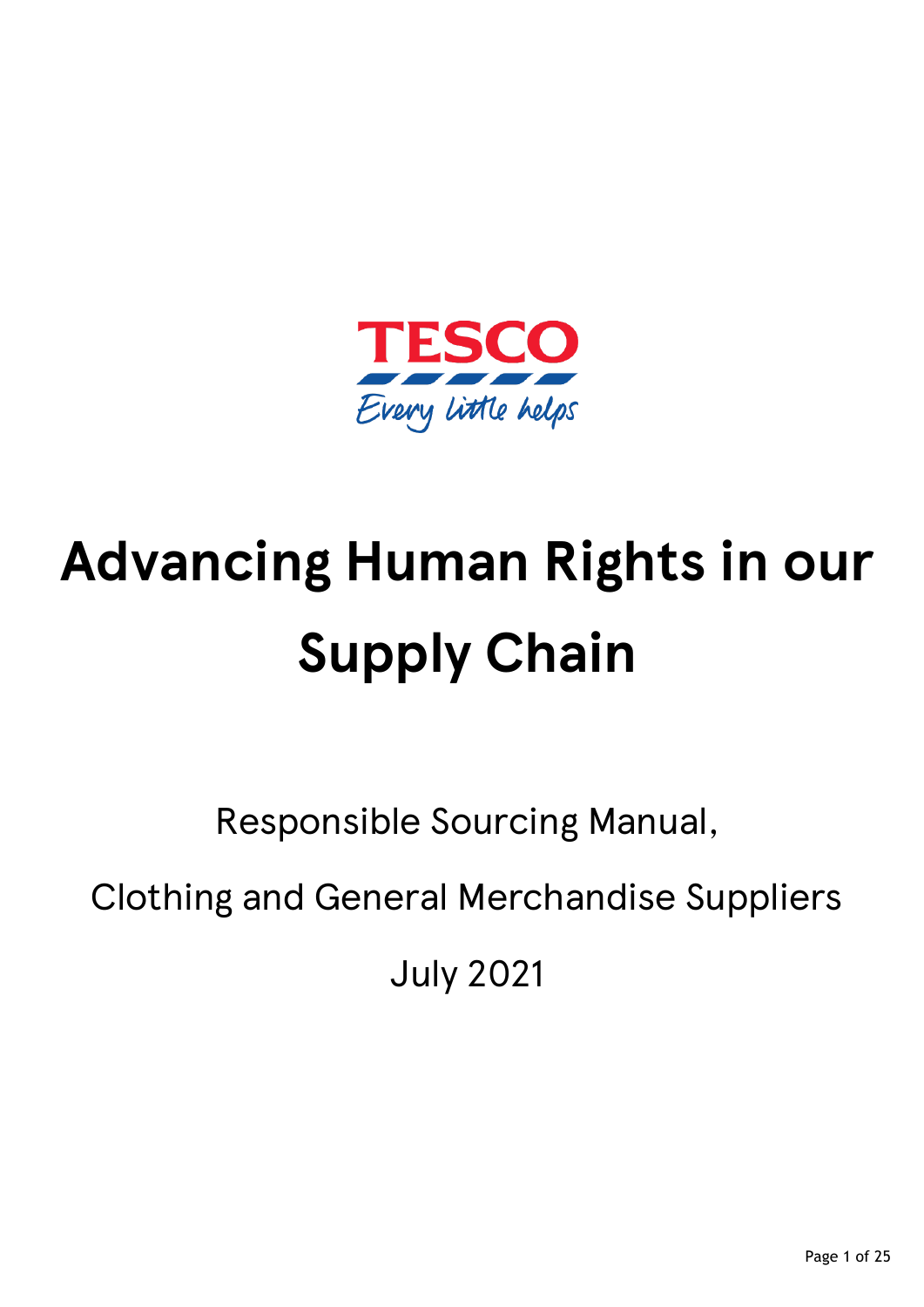TESCO

Every little helps

# Advancing Human Rights in our Supply Chain

Responsible Sourcing Manual,

Clothing and General Merchandise Suppliers

July 2021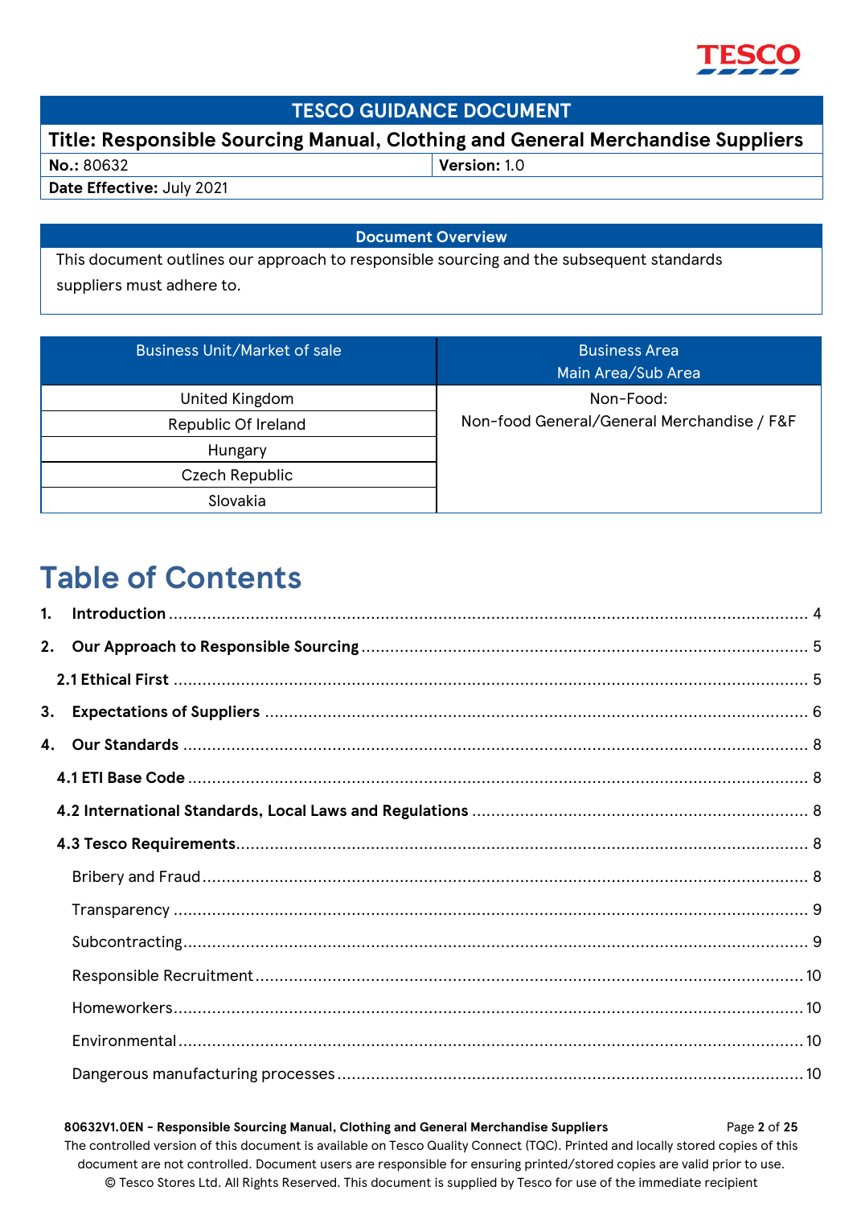| TESCO GUIDANCE DOCUMENT | |
|---|---|
| **Title: Responsible Sourcing Manual, Clothing and General Merchandise Suppliers** | |
| **No.:** 80632 | **Version:** 1.0 |
| **Date Effective:** July 2021 | |

| Document Overview |
|---|
| This document outlines our approach to responsible sourcing and the subsequent standards suppliers must adhere to. |

| Business Unit/Market of sale | Business Area Main Area/Sub Area |
|---|---|
| United Kingdom | Non-Food: Non-food General/General Merchandise / F&F |
| Republic Of Ireland | |
| Hungary | |
| Czech Republic | |
| Slovakia | |

# Table of Contents

1. **Introduction** ... 4
2. **Our Approach to Responsible Sourcing** ... 5
   - **2.1 Ethical First** ... 5
3. **Expectations of Suppliers** ... 6
4. **Our Standards** ... 8
   - **4.1 ETI Base Code** ... 8
   - **4.2 International Standards, Local Laws and Regulations** ... 8
   - **4.3 Tesco Requirements** ... 8
     - Bribery and Fraud ... 8
     - Transparency ... 9
     - Subcontracting ... 9
     - Responsible Recruitment ... 10
     - Homeworkers ... 10
     - Environmental ... 10
     - Dangerous manufacturing processes ... 10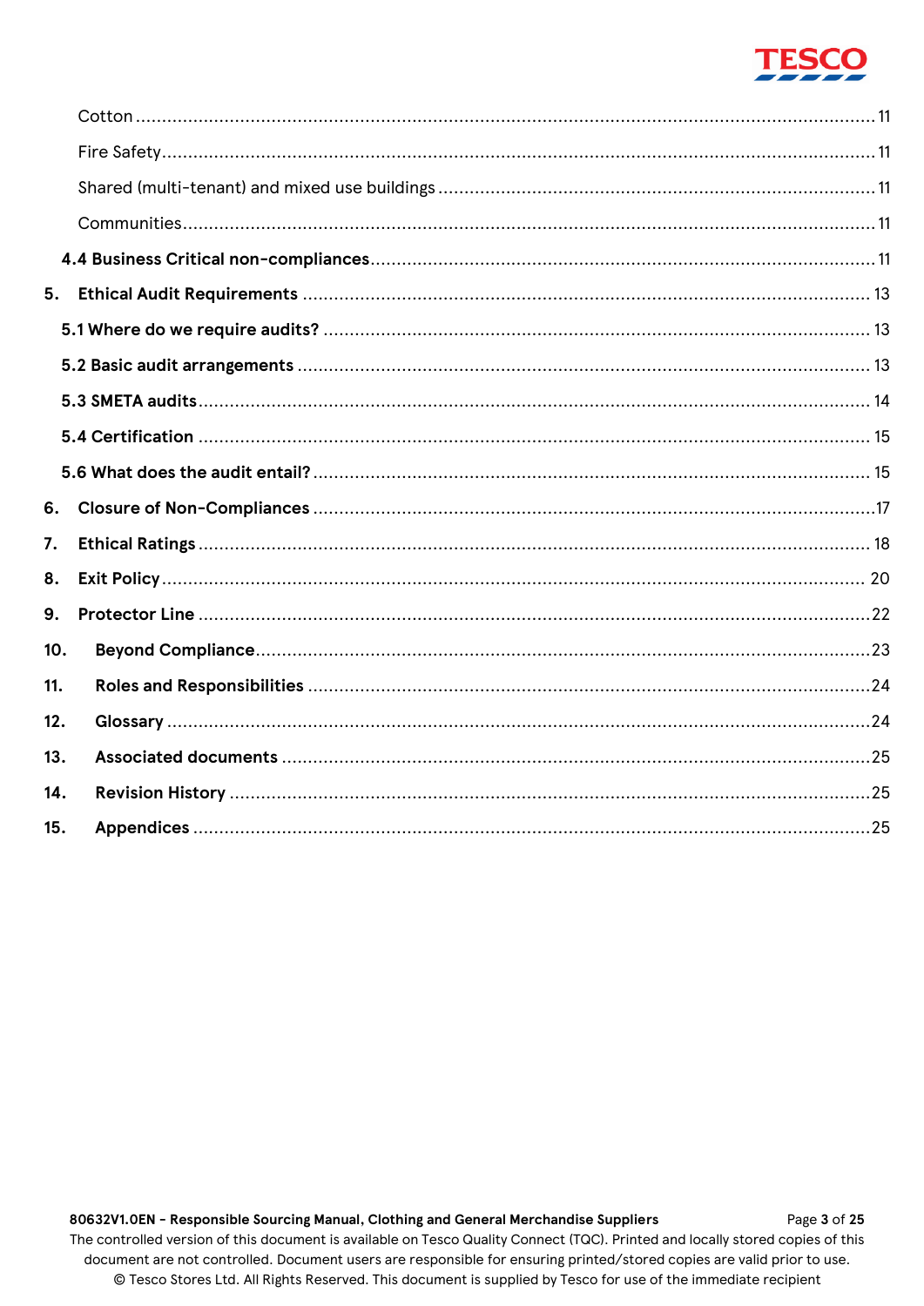Cotton ..... 11

Fire Safety ..... 11

Shared (multi-tenant) and mixed use buildings ..... 11

Communities ..... 11

**4.4 Business Critical non-compliances** ..... 11

**5. Ethical Audit Requirements** ..... 13

**5.1 Where do we require audits?** ..... 13

**5.2 Basic audit arrangements** ..... 13

**5.3 SMETA audits** ..... 14

**5.4 Certification** ..... 15

**5.6 What does the audit entail?** ..... 15

**6. Closure of Non-Compliances** ..... 17

**7. Ethical Ratings** ..... 18

**8. Exit Policy** ..... 20

**9. Protector Line** ..... 22

**10. Beyond Compliance** ..... 23

**11. Roles and Responsibilities** ..... 24

**12. Glossary** ..... 24

**13. Associated documents** ..... 25

**14. Revision History** ..... 25

**15. Appendices** ..... 25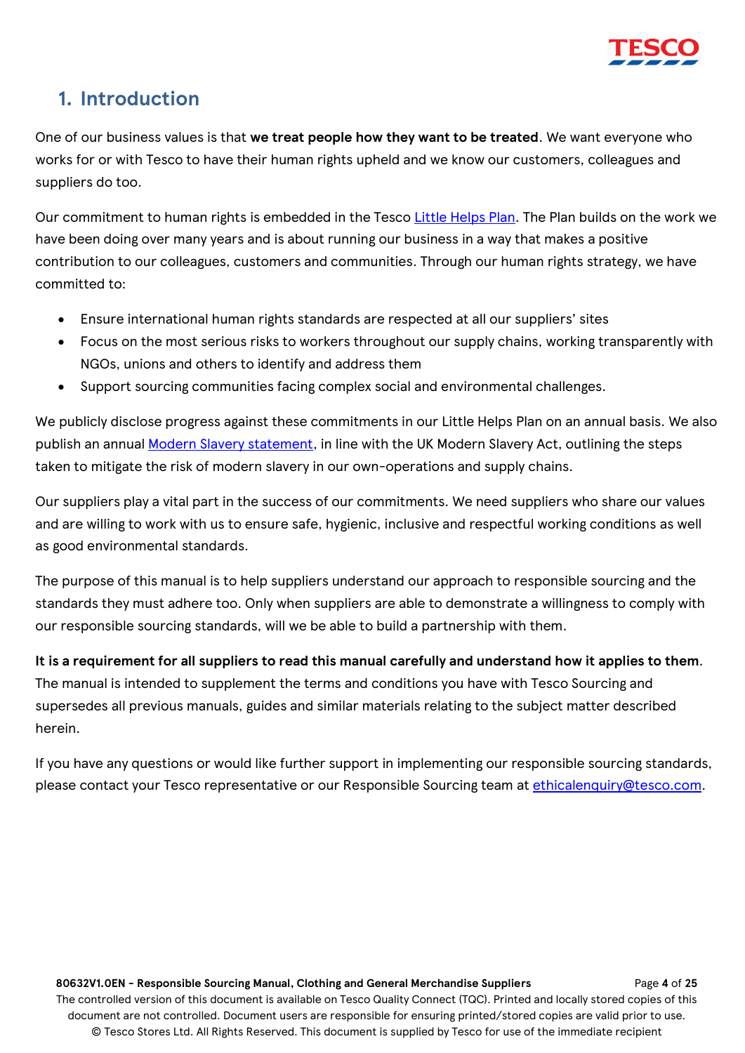# 1. Introduction

One of our business values is that **we treat people how they want to be treated**. We want everyone who works for or with Tesco to have their human rights upheld and we know our customers, colleagues and suppliers do too.

Our commitment to human rights is embedded in the Tesco Little Helps Plan. The Plan builds on the work we have been doing over many years and is about running our business in a way that makes a positive contribution to our colleagues, customers and communities. Through our human rights strategy, we have committed to:

- Ensure international human rights standards are respected at all our suppliers' sites
- Focus on the most serious risks to workers throughout our supply chains, working transparently with NGOs, unions and others to identify and address them
- Support sourcing communities facing complex social and environmental challenges.

We publicly disclose progress against these commitments in our Little Helps Plan on an annual basis. We also publish an annual Modern Slavery statement, in line with the UK Modern Slavery Act, outlining the steps taken to mitigate the risk of modern slavery in our own-operations and supply chains.

Our suppliers play a vital part in the success of our commitments. We need suppliers who share our values and are willing to work with us to ensure safe, hygienic, inclusive and respectful working conditions as well as good environmental standards.

The purpose of this manual is to help suppliers understand our approach to responsible sourcing and the standards they must adhere too. Only when suppliers are able to demonstrate a willingness to comply with our responsible sourcing standards, will we be able to build a partnership with them.

**It is a requirement for all suppliers to read this manual carefully and understand how it applies to them**. The manual is intended to supplement the terms and conditions you have with Tesco Sourcing and supersedes all previous manuals, guides and similar materials relating to the subject matter described herein.

If you have any questions or would like further support in implementing our responsible sourcing standards, please contact your Tesco representative or our Responsible Sourcing team at ethicalenquiry@tesco.com.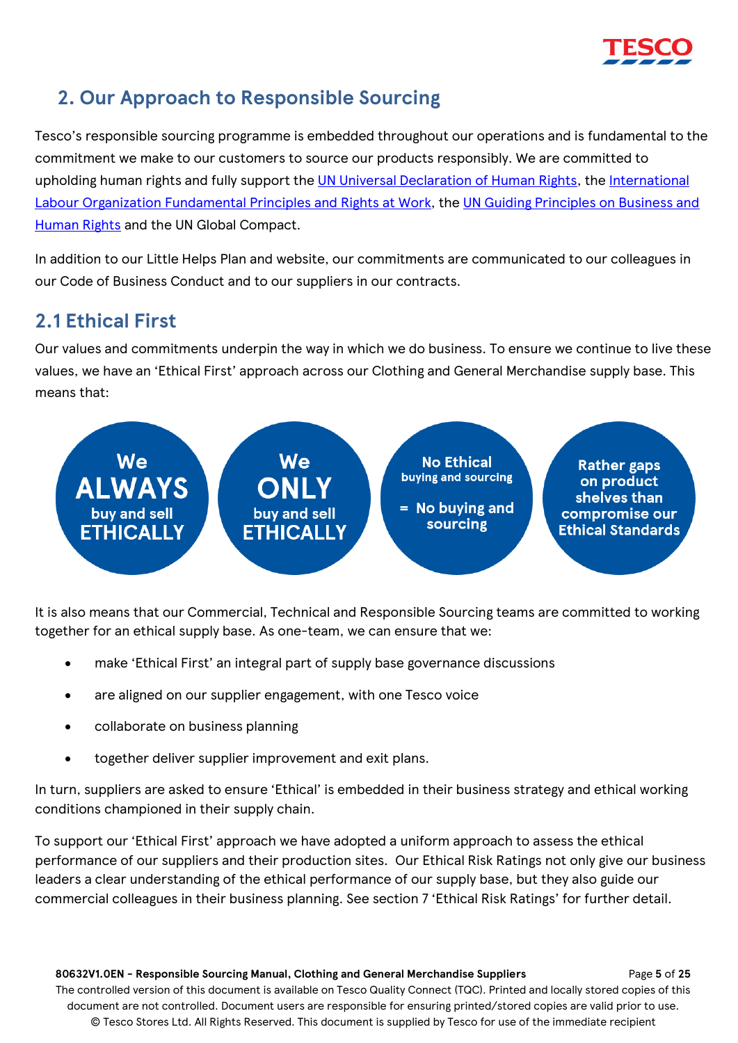## 2. Our Approach to Responsible Sourcing

Tesco's responsible sourcing programme is embedded throughout our operations and is fundamental to the commitment we make to our customers to source our products responsibly. We are committed to upholding human rights and fully support the UN Universal Declaration of Human Rights, the International Labour Organization Fundamental Principles and Rights at Work, the UN Guiding Principles on Business and Human Rights and the UN Global Compact.

In addition to our Little Helps Plan and website, our commitments are communicated to our colleagues in our Code of Business Conduct and to our suppliers in our contracts.

### 2.1 Ethical First

Our values and commitments underpin the way in which we do business. To ensure we continue to live these values, we have an 'Ethical First' approach across our Clothing and General Merchandise supply base. This means that:

- **We ALWAYS buy and sell ETHICALLY**
- **We ONLY buy and sell ETHICALLY**
- **No Ethical buying and sourcing = No buying and sourcing**
- **Rather gaps on product shelves than compromise our Ethical Standards**

It is also means that our Commercial, Technical and Responsible Sourcing teams are committed to working together for an ethical supply base. As one-team, we can ensure that we:

- make 'Ethical First' an integral part of supply base governance discussions
- are aligned on our supplier engagement, with one Tesco voice
- collaborate on business planning
- together deliver supplier improvement and exit plans.

In turn, suppliers are asked to ensure 'Ethical' is embedded in their business strategy and ethical working conditions championed in their supply chain.

To support our 'Ethical First' approach we have adopted a uniform approach to assess the ethical performance of our suppliers and their production sites. Our Ethical Risk Ratings not only give our business leaders a clear understanding of the ethical performance of our supply base, but they also guide our commercial colleagues in their business planning. See section 7 'Ethical Risk Ratings' for further detail.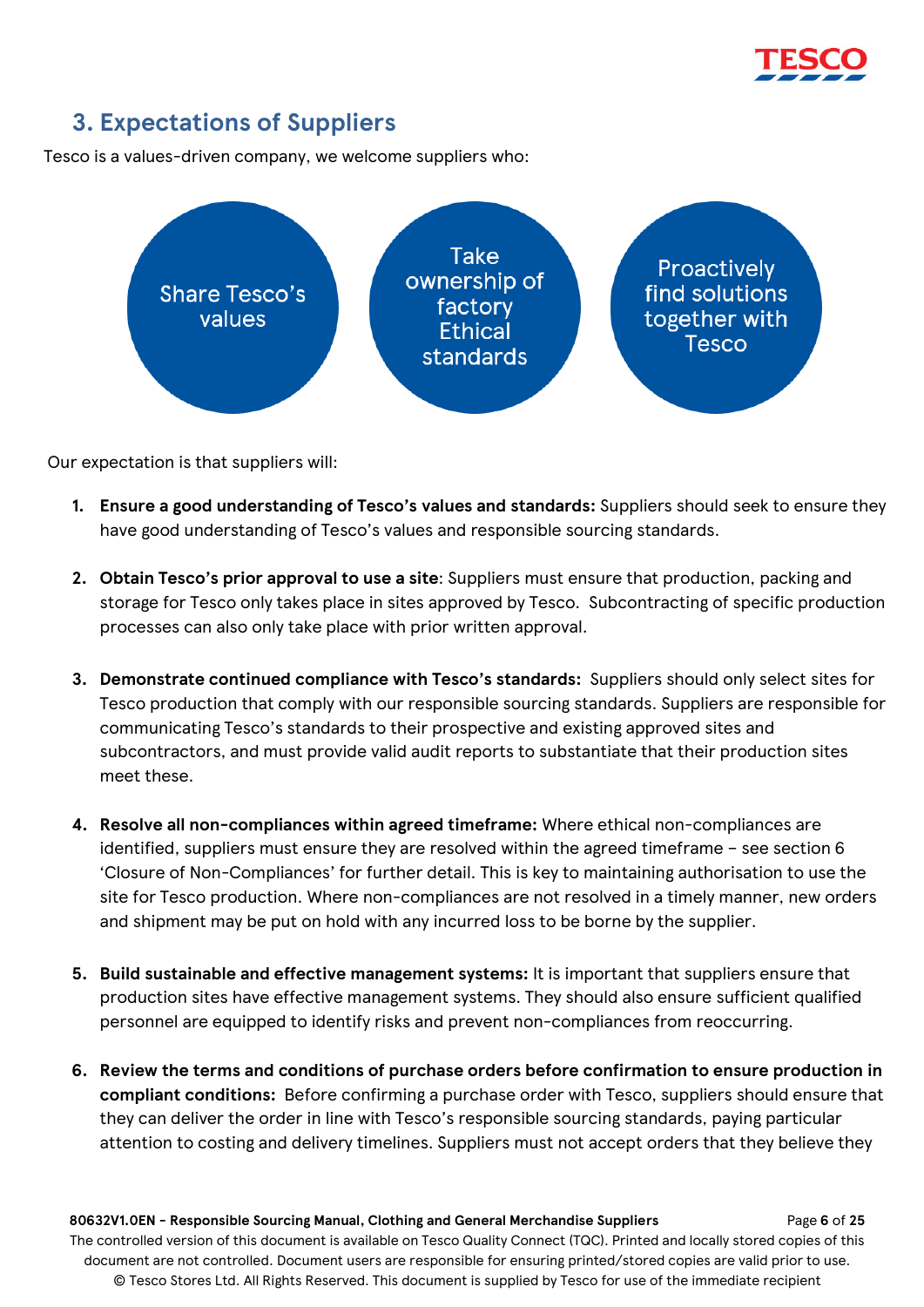## 3. Expectations of Suppliers

Tesco is a values-driven company, we welcome suppliers who:

- Share Tesco's values
- Take ownership of factory Ethical standards
- Proactively find solutions together with Tesco

Our expectation is that suppliers will:

1. **Ensure a good understanding of Tesco's values and standards:** Suppliers should seek to ensure they have good understanding of Tesco's values and responsible sourcing standards.

2. **Obtain Tesco's prior approval to use a site**: Suppliers must ensure that production, packing and storage for Tesco only takes place in sites approved by Tesco. Subcontracting of specific production processes can also only take place with prior written approval.

3. **Demonstrate continued compliance with Tesco's standards:** Suppliers should only select sites for Tesco production that comply with our responsible sourcing standards. Suppliers are responsible for communicating Tesco's standards to their prospective and existing approved sites and subcontractors, and must provide valid audit reports to substantiate that their production sites meet these.

4. **Resolve all non-compliances within agreed timeframe:** Where ethical non-compliances are identified, suppliers must ensure they are resolved within the agreed timeframe – see section 6 'Closure of Non-Compliances' for further detail. This is key to maintaining authorisation to use the site for Tesco production. Where non-compliances are not resolved in a timely manner, new orders and shipment may be put on hold with any incurred loss to be borne by the supplier.

5. **Build sustainable and effective management systems:** It is important that suppliers ensure that production sites have effective management systems. They should also ensure sufficient qualified personnel are equipped to identify risks and prevent non-compliances from reoccurring.

6. **Review the terms and conditions of purchase orders before confirmation to ensure production in compliant conditions:** Before confirming a purchase order with Tesco, suppliers should ensure that they can deliver the order in line with Tesco's responsible sourcing standards, paying particular attention to costing and delivery timelines. Suppliers must not accept orders that they believe they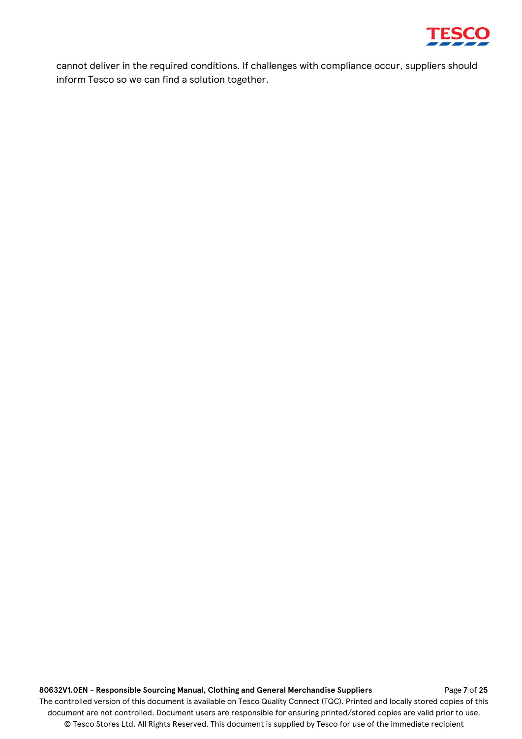cannot deliver in the required conditions. If challenges with compliance occur, suppliers should inform Tesco so we can find a solution together.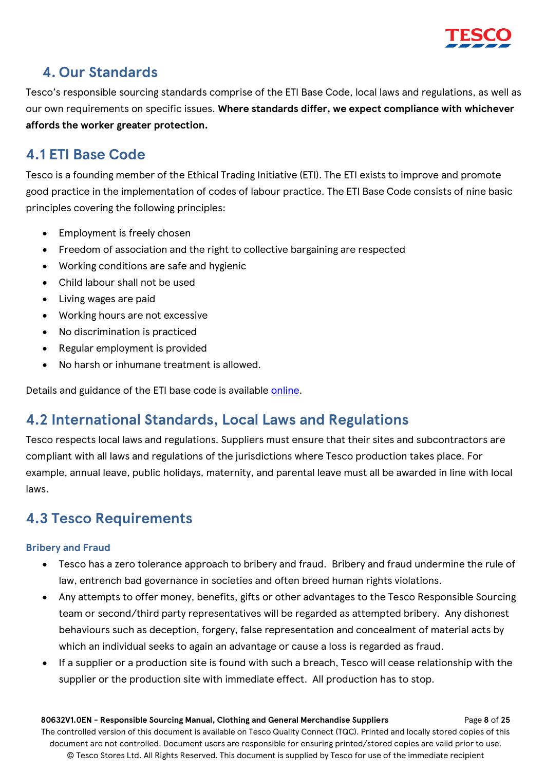## 4. Our Standards

Tesco's responsible sourcing standards comprise of the ETI Base Code, local laws and regulations, as well as our own requirements on specific issues. **Where standards differ, we expect compliance with whichever affords the worker greater protection.**

## 4.1 ETI Base Code

Tesco is a founding member of the Ethical Trading Initiative (ETI). The ETI exists to improve and promote good practice in the implementation of codes of labour practice. The ETI Base Code consists of nine basic principles covering the following principles:

- Employment is freely chosen
- Freedom of association and the right to collective bargaining are respected
- Working conditions are safe and hygienic
- Child labour shall not be used
- Living wages are paid
- Working hours are not excessive
- No discrimination is practiced
- Regular employment is provided
- No harsh or inhumane treatment is allowed.

Details and guidance of the ETI base code is available online.

## 4.2 International Standards, Local Laws and Regulations

Tesco respects local laws and regulations. Suppliers must ensure that their sites and subcontractors are compliant with all laws and regulations of the jurisdictions where Tesco production takes place. For example, annual leave, public holidays, maternity, and parental leave must all be awarded in line with local laws.

## 4.3 Tesco Requirements

### Bribery and Fraud

- Tesco has a zero tolerance approach to bribery and fraud. Bribery and fraud undermine the rule of law, entrench bad governance in societies and often breed human rights violations.
- Any attempts to offer money, benefits, gifts or other advantages to the Tesco Responsible Sourcing team or second/third party representatives will be regarded as attempted bribery. Any dishonest behaviours such as deception, forgery, false representation and concealment of material acts by which an individual seeks to again an advantage or cause a loss is regarded as fraud.
- If a supplier or a production site is found with such a breach, Tesco will cease relationship with the supplier or the production site with immediate effect. All production has to stop.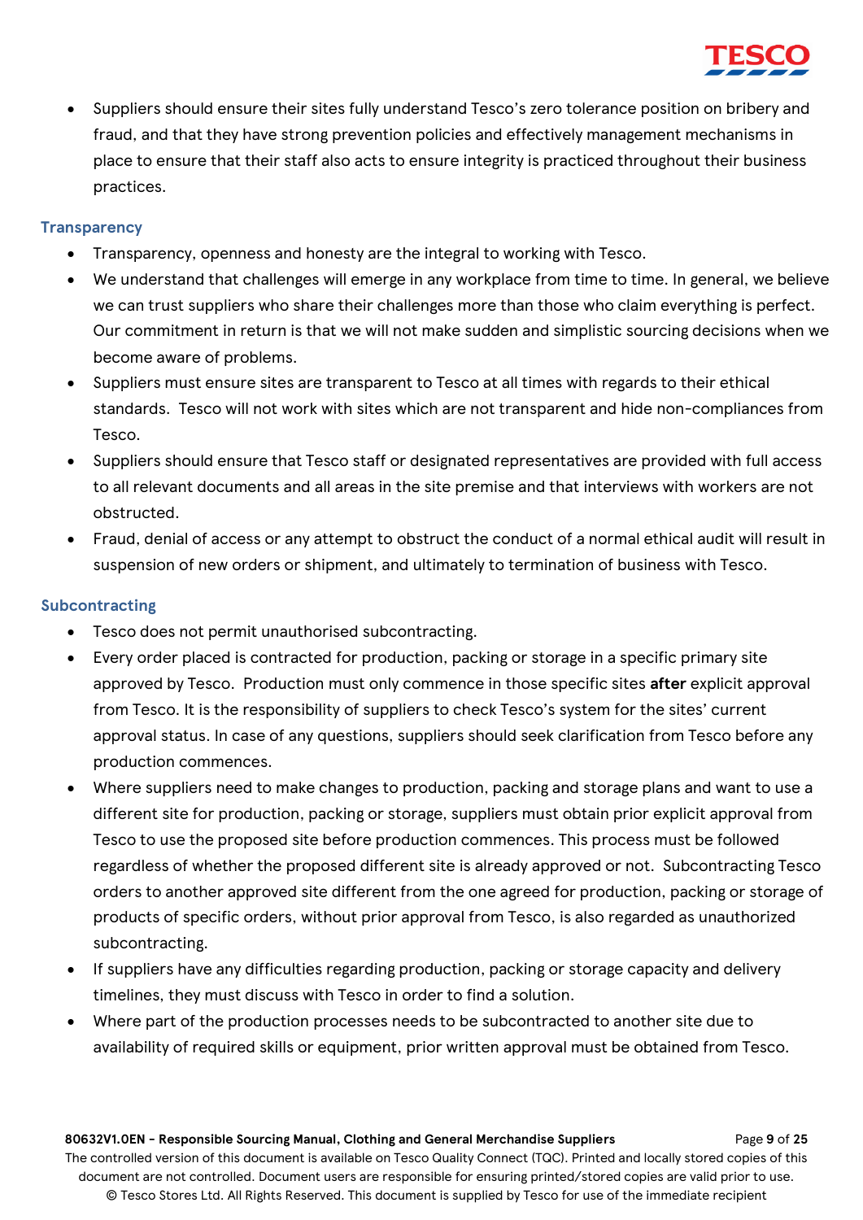- Suppliers should ensure their sites fully understand Tesco's zero tolerance position on bribery and fraud, and that they have strong prevention policies and effectively management mechanisms in place to ensure that their staff also acts to ensure integrity is practiced throughout their business practices.

### Transparency

- Transparency, openness and honesty are the integral to working with Tesco.
- We understand that challenges will emerge in any workplace from time to time. In general, we believe we can trust suppliers who share their challenges more than those who claim everything is perfect. Our commitment in return is that we will not make sudden and simplistic sourcing decisions when we become aware of problems.
- Suppliers must ensure sites are transparent to Tesco at all times with regards to their ethical standards. Tesco will not work with sites which are not transparent and hide non-compliances from Tesco.
- Suppliers should ensure that Tesco staff or designated representatives are provided with full access to all relevant documents and all areas in the site premise and that interviews with workers are not obstructed.
- Fraud, denial of access or any attempt to obstruct the conduct of a normal ethical audit will result in suspension of new orders or shipment, and ultimately to termination of business with Tesco.

### Subcontracting

- Tesco does not permit unauthorised subcontracting.
- Every order placed is contracted for production, packing or storage in a specific primary site approved by Tesco. Production must only commence in those specific sites **after** explicit approval from Tesco. It is the responsibility of suppliers to check Tesco's system for the sites' current approval status. In case of any questions, suppliers should seek clarification from Tesco before any production commences.
- Where suppliers need to make changes to production, packing and storage plans and want to use a different site for production, packing or storage, suppliers must obtain prior explicit approval from Tesco to use the proposed site before production commences. This process must be followed regardless of whether the proposed different site is already approved or not. Subcontracting Tesco orders to another approved site different from the one agreed for production, packing or storage of products of specific orders, without prior approval from Tesco, is also regarded as unauthorized subcontracting.
- If suppliers have any difficulties regarding production, packing or storage capacity and delivery timelines, they must discuss with Tesco in order to find a solution.
- Where part of the production processes needs to be subcontracted to another site due to availability of required skills or equipment, prior written approval must be obtained from Tesco.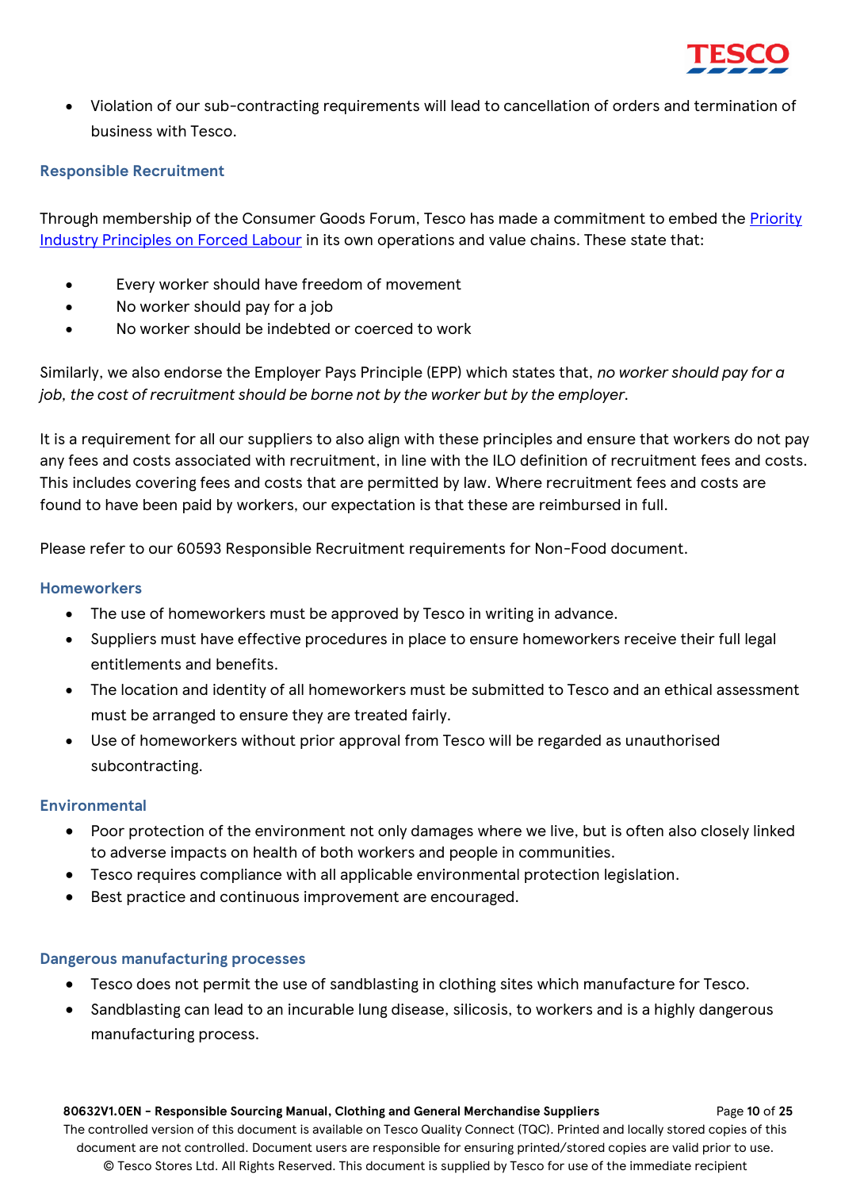- Violation of our sub-contracting requirements will lead to cancellation of orders and termination of business with Tesco.

### Responsible Recruitment

Through membership of the Consumer Goods Forum, Tesco has made a commitment to embed the [Priority Industry Principles on Forced Labour] in its own operations and value chains. These state that:

- Every worker should have freedom of movement
- No worker should pay for a job
- No worker should be indebted or coerced to work

Similarly, we also endorse the Employer Pays Principle (EPP) which states that, *no worker should pay for a job, the cost of recruitment should be borne not by the worker but by the employer*.

It is a requirement for all our suppliers to also align with these principles and ensure that workers do not pay any fees and costs associated with recruitment, in line with the ILO definition of recruitment fees and costs. This includes covering fees and costs that are permitted by law. Where recruitment fees and costs are found to have been paid by workers, our expectation is that these are reimbursed in full.

Please refer to our 60593 Responsible Recruitment requirements for Non-Food document.

### Homeworkers

- The use of homeworkers must be approved by Tesco in writing in advance.
- Suppliers must have effective procedures in place to ensure homeworkers receive their full legal entitlements and benefits.
- The location and identity of all homeworkers must be submitted to Tesco and an ethical assessment must be arranged to ensure they are treated fairly.
- Use of homeworkers without prior approval from Tesco will be regarded as unauthorised subcontracting.

### Environmental

- Poor protection of the environment not only damages where we live, but is often also closely linked to adverse impacts on health of both workers and people in communities.
- Tesco requires compliance with all applicable environmental protection legislation.
- Best practice and continuous improvement are encouraged.

### Dangerous manufacturing processes

- Tesco does not permit the use of sandblasting in clothing sites which manufacture for Tesco.
- Sandblasting can lead to an incurable lung disease, silicosis, to workers and is a highly dangerous manufacturing process.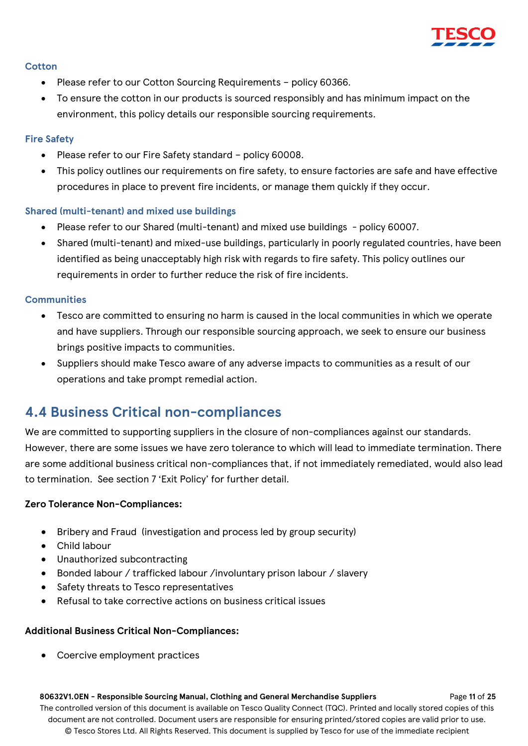### Cotton

- Please refer to our Cotton Sourcing Requirements – policy 60366.
- To ensure the cotton in our products is sourced responsibly and has minimum impact on the environment, this policy details our responsible sourcing requirements.

### Fire Safety

- Please refer to our Fire Safety standard – policy 60008.
- This policy outlines our requirements on fire safety, to ensure factories are safe and have effective procedures in place to prevent fire incidents, or manage them quickly if they occur.

### Shared (multi-tenant) and mixed use buildings

- Please refer to our Shared (multi-tenant) and mixed use buildings - policy 60007.
- Shared (multi-tenant) and mixed-use buildings, particularly in poorly regulated countries, have been identified as being unacceptably high risk with regards to fire safety. This policy outlines our requirements in order to further reduce the risk of fire incidents.

### Communities

- Tesco are committed to ensuring no harm is caused in the local communities in which we operate and have suppliers. Through our responsible sourcing approach, we seek to ensure our business brings positive impacts to communities.
- Suppliers should make Tesco aware of any adverse impacts to communities as a result of our operations and take prompt remedial action.

## 4.4 Business Critical non-compliances

We are committed to supporting suppliers in the closure of non-compliances against our standards. However, there are some issues we have zero tolerance to which will lead to immediate termination. There are some additional business critical non-compliances that, if not immediately remediated, would also lead to termination. See section 7 'Exit Policy' for further detail.

**Zero Tolerance Non-Compliances:**

- Bribery and Fraud (investigation and process led by group security)
- Child labour
- Unauthorized subcontracting
- Bonded labour / trafficked labour /involuntary prison labour / slavery
- Safety threats to Tesco representatives
- Refusal to take corrective actions on business critical issues

**Additional Business Critical Non-Compliances:**

- Coercive employment practices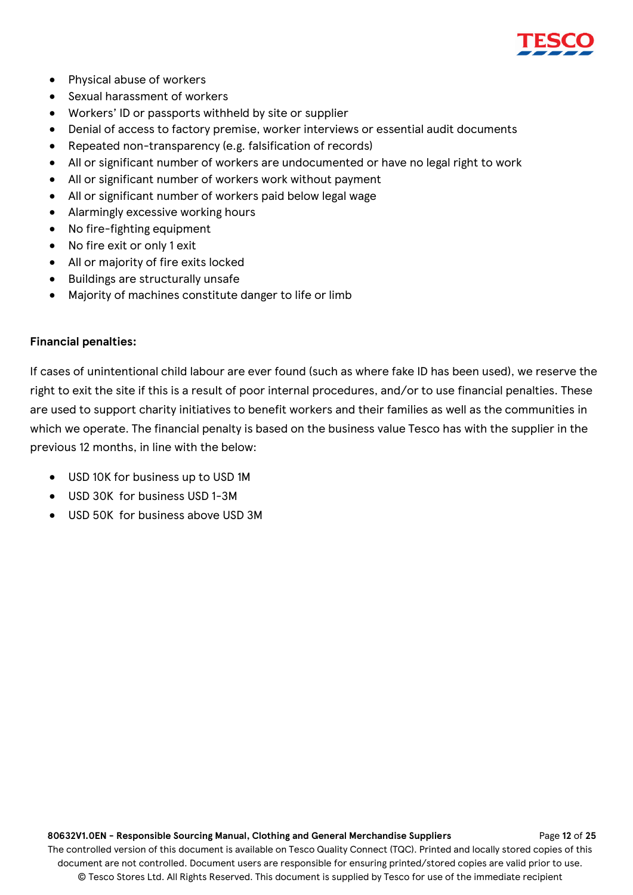- Physical abuse of workers
- Sexual harassment of workers
- Workers' ID or passports withheld by site or supplier
- Denial of access to factory premise, worker interviews or essential audit documents
- Repeated non-transparency (e.g. falsification of records)
- All or significant number of workers are undocumented or have no legal right to work
- All or significant number of workers work without payment
- All or significant number of workers paid below legal wage
- Alarmingly excessive working hours
- No fire-fighting equipment
- No fire exit or only 1 exit
- All or majority of fire exits locked
- Buildings are structurally unsafe
- Majority of machines constitute danger to life or limb

**Financial penalties:**

If cases of unintentional child labour are ever found (such as where fake ID has been used), we reserve the right to exit the site if this is a result of poor internal procedures, and/or to use financial penalties. These are used to support charity initiatives to benefit workers and their families as well as the communities in which we operate. The financial penalty is based on the business value Tesco has with the supplier in the previous 12 months, in line with the below:

- USD 10K for business up to USD 1M
- USD 30K for business USD 1-3M
- USD 50K for business above USD 3M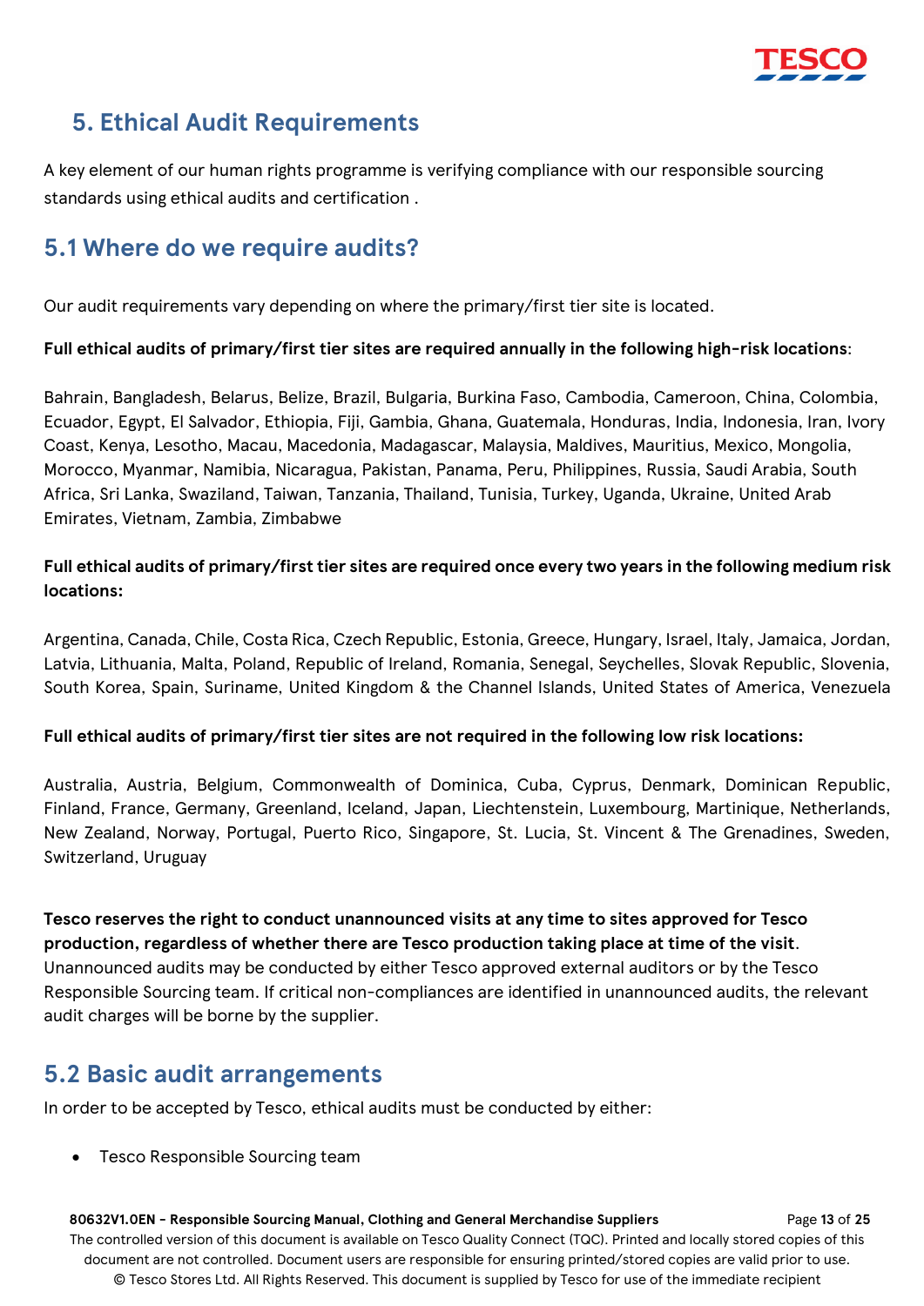## 5. Ethical Audit Requirements

A key element of our human rights programme is verifying compliance with our responsible sourcing standards using ethical audits and certification .

## 5.1 Where do we require audits?

Our audit requirements vary depending on where the primary/first tier site is located.

**Full ethical audits of primary/first tier sites are required annually in the following high-risk locations**:

Bahrain, Bangladesh, Belarus, Belize, Brazil, Bulgaria, Burkina Faso, Cambodia, Cameroon, China, Colombia, Ecuador, Egypt, El Salvador, Ethiopia, Fiji, Gambia, Ghana, Guatemala, Honduras, India, Indonesia, Iran, Ivory Coast, Kenya, Lesotho, Macau, Macedonia, Madagascar, Malaysia, Maldives, Mauritius, Mexico, Mongolia, Morocco, Myanmar, Namibia, Nicaragua, Pakistan, Panama, Peru, Philippines, Russia, Saudi Arabia, South Africa, Sri Lanka, Swaziland, Taiwan, Tanzania, Thailand, Tunisia, Turkey, Uganda, Ukraine, United Arab Emirates, Vietnam, Zambia, Zimbabwe

**Full ethical audits of primary/first tier sites are required once every two years in the following medium risk locations:**

Argentina, Canada, Chile, Costa Rica, Czech Republic, Estonia, Greece, Hungary, Israel, Italy, Jamaica, Jordan, Latvia, Lithuania, Malta, Poland, Republic of Ireland, Romania, Senegal, Seychelles, Slovak Republic, Slovenia, South Korea, Spain, Suriname, United Kingdom & the Channel Islands, United States of America, Venezuela

**Full ethical audits of primary/first tier sites are not required in the following low risk locations:**

Australia, Austria, Belgium, Commonwealth of Dominica, Cuba, Cyprus, Denmark, Dominican Republic, Finland, France, Germany, Greenland, Iceland, Japan, Liechtenstein, Luxembourg, Martinique, Netherlands, New Zealand, Norway, Portugal, Puerto Rico, Singapore, St. Lucia, St. Vincent & The Grenadines, Sweden, Switzerland, Uruguay

**Tesco reserves the right to conduct unannounced visits at any time to sites approved for Tesco production, regardless of whether there are Tesco production taking place at time of the visit**. Unannounced audits may be conducted by either Tesco approved external auditors or by the Tesco Responsible Sourcing team. If critical non-compliances are identified in unannounced audits, the relevant audit charges will be borne by the supplier.

## 5.2 Basic audit arrangements

In order to be accepted by Tesco, ethical audits must be conducted by either:

- Tesco Responsible Sourcing team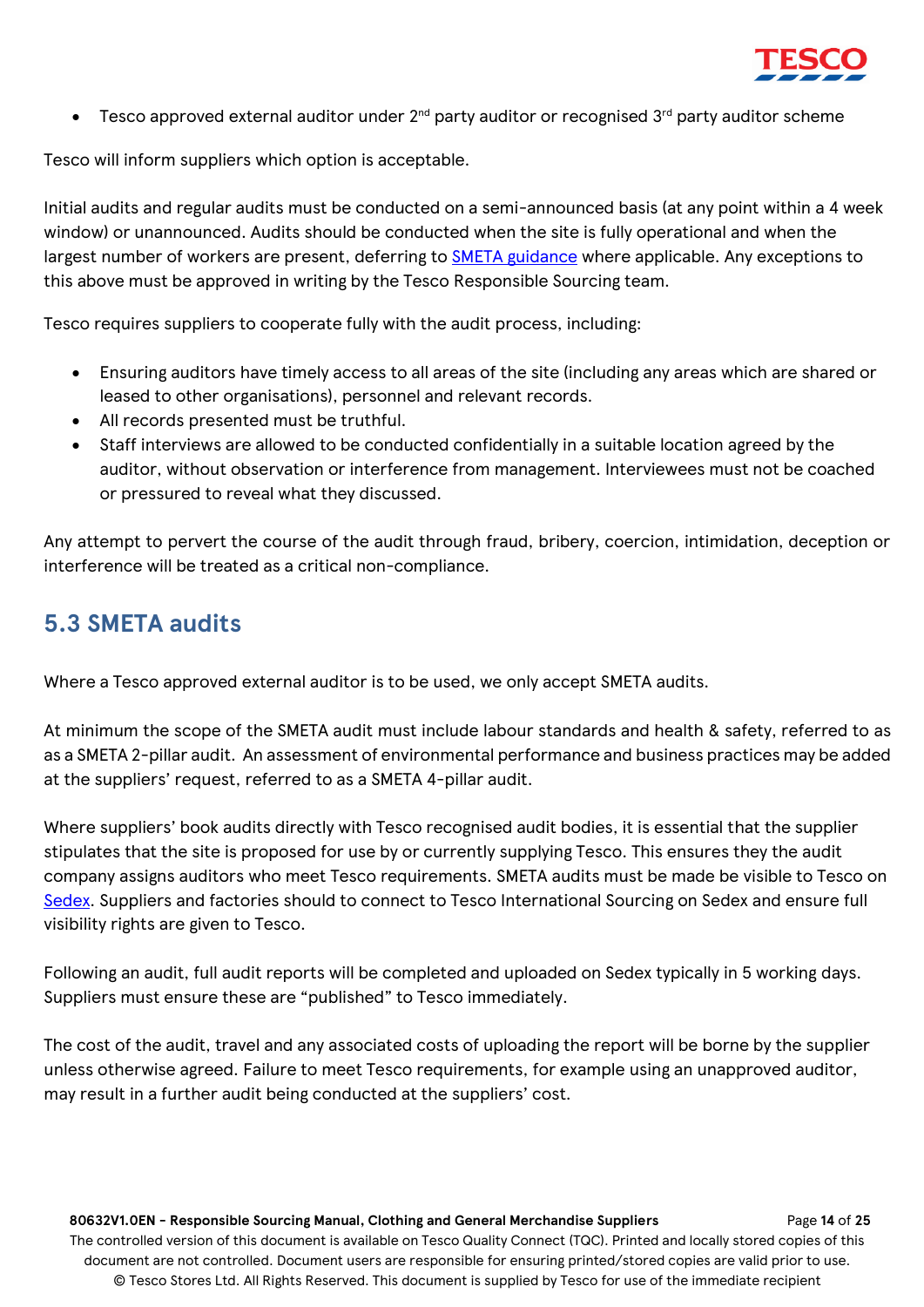- Tesco approved external auditor under 2nd party auditor or recognised 3rd party auditor scheme

Tesco will inform suppliers which option is acceptable.

Initial audits and regular audits must be conducted on a semi-announced basis (at any point within a 4 week window) or unannounced. Audits should be conducted when the site is fully operational and when the largest number of workers are present, deferring to SMETA guidance where applicable. Any exceptions to this above must be approved in writing by the Tesco Responsible Sourcing team.

Tesco requires suppliers to cooperate fully with the audit process, including:

- Ensuring auditors have timely access to all areas of the site (including any areas which are shared or leased to other organisations), personnel and relevant records.
- All records presented must be truthful.
- Staff interviews are allowed to be conducted confidentially in a suitable location agreed by the auditor, without observation or interference from management. Interviewees must not be coached or pressured to reveal what they discussed.

Any attempt to pervert the course of the audit through fraud, bribery, coercion, intimidation, deception or interference will be treated as a critical non-compliance.

## 5.3 SMETA audits

Where a Tesco approved external auditor is to be used, we only accept SMETA audits.

At minimum the scope of the SMETA audit must include labour standards and health & safety, referred to as as a SMETA 2-pillar audit. An assessment of environmental performance and business practices may be added at the suppliers' request, referred to as a SMETA 4-pillar audit.

Where suppliers' book audits directly with Tesco recognised audit bodies, it is essential that the supplier stipulates that the site is proposed for use by or currently supplying Tesco. This ensures they the audit company assigns auditors who meet Tesco requirements. SMETA audits must be made be visible to Tesco on Sedex. Suppliers and factories should to connect to Tesco International Sourcing on Sedex and ensure full visibility rights are given to Tesco.

Following an audit, full audit reports will be completed and uploaded on Sedex typically in 5 working days. Suppliers must ensure these are "published" to Tesco immediately.

The cost of the audit, travel and any associated costs of uploading the report will be borne by the supplier unless otherwise agreed. Failure to meet Tesco requirements, for example using an unapproved auditor, may result in a further audit being conducted at the suppliers' cost.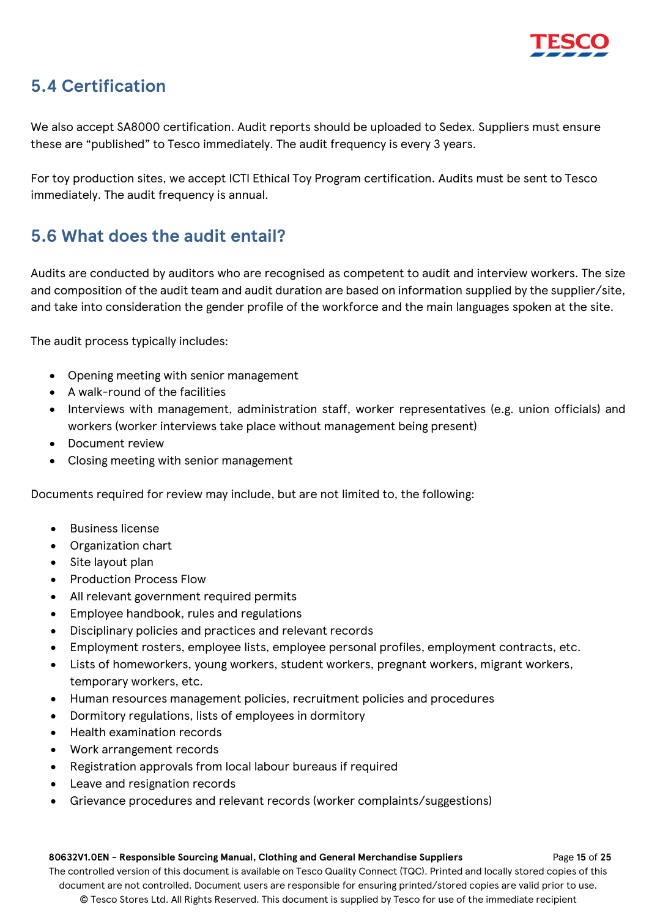## 5.4 Certification

We also accept SA8000 certification. Audit reports should be uploaded to Sedex. Suppliers must ensure these are "published" to Tesco immediately. The audit frequency is every 3 years.

For toy production sites, we accept ICTI Ethical Toy Program certification. Audits must be sent to Tesco immediately. The audit frequency is annual.

## 5.6 What does the audit entail?

Audits are conducted by auditors who are recognised as competent to audit and interview workers. The size and composition of the audit team and audit duration are based on information supplied by the supplier/site, and take into consideration the gender profile of the workforce and the main languages spoken at the site.

The audit process typically includes:

- Opening meeting with senior management
- A walk-round of the facilities
- Interviews with management, administration staff, worker representatives (e.g. union officials) and workers (worker interviews take place without management being present)
- Document review
- Closing meeting with senior management

Documents required for review may include, but are not limited to, the following:

- Business license
- Organization chart
- Site layout plan
- Production Process Flow
- All relevant government required permits
- Employee handbook, rules and regulations
- Disciplinary policies and practices and relevant records
- Employment rosters, employee lists, employee personal profiles, employment contracts, etc.
- Lists of homeworkers, young workers, student workers, pregnant workers, migrant workers, temporary workers, etc.
- Human resources management policies, recruitment policies and procedures
- Dormitory regulations, lists of employees in dormitory
- Health examination records
- Work arrangement records
- Registration approvals from local labour bureaus if required
- Leave and resignation records
- Grievance procedures and relevant records (worker complaints/suggestions)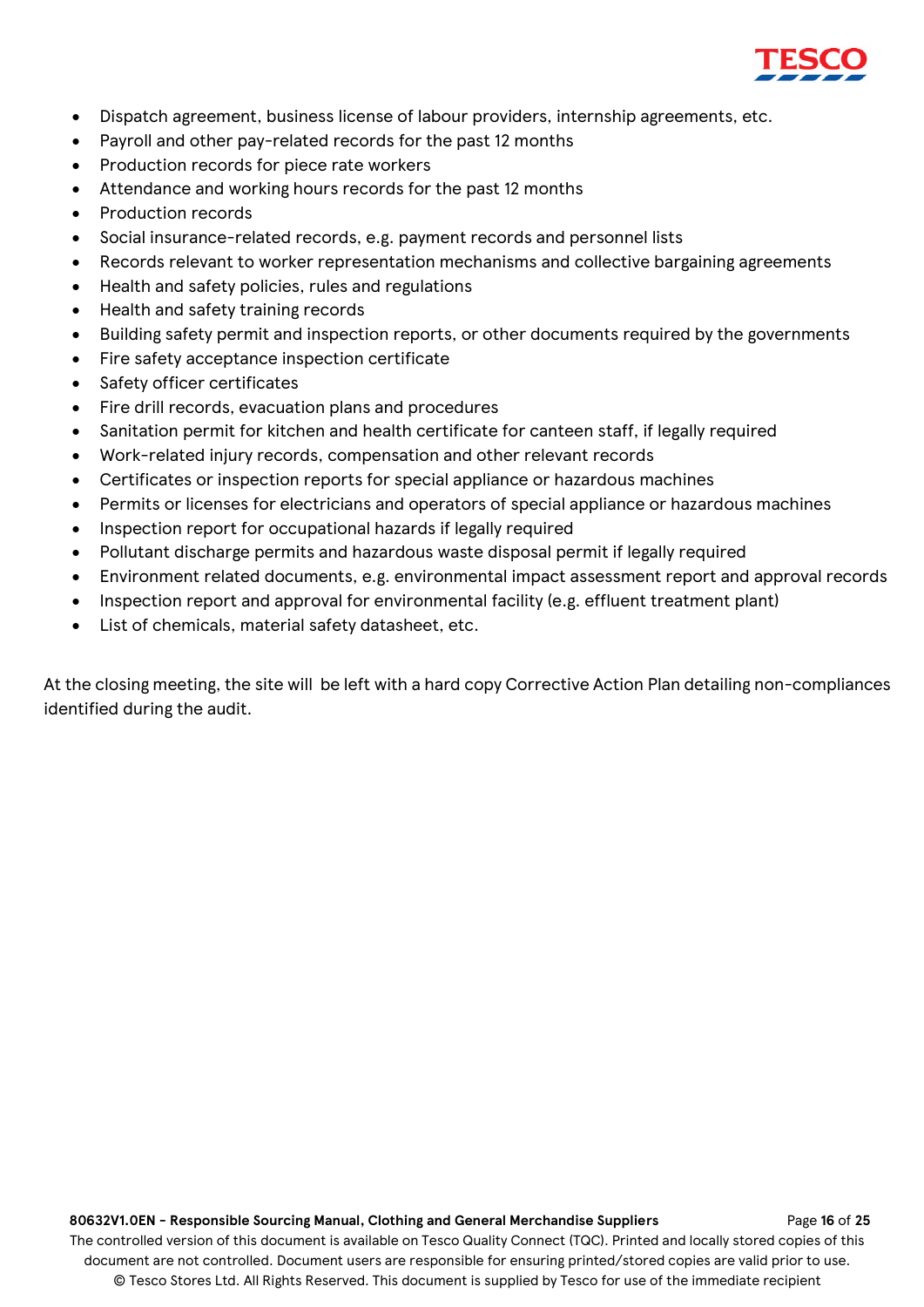- Dispatch agreement, business license of labour providers, internship agreements, etc.
- Payroll and other pay-related records for the past 12 months
- Production records for piece rate workers
- Attendance and working hours records for the past 12 months
- Production records
- Social insurance-related records, e.g. payment records and personnel lists
- Records relevant to worker representation mechanisms and collective bargaining agreements
- Health and safety policies, rules and regulations
- Health and safety training records
- Building safety permit and inspection reports, or other documents required by the governments
- Fire safety acceptance inspection certificate
- Safety officer certificates
- Fire drill records, evacuation plans and procedures
- Sanitation permit for kitchen and health certificate for canteen staff, if legally required
- Work-related injury records, compensation and other relevant records
- Certificates or inspection reports for special appliance or hazardous machines
- Permits or licenses for electricians and operators of special appliance or hazardous machines
- Inspection report for occupational hazards if legally required
- Pollutant discharge permits and hazardous waste disposal permit if legally required
- Environment related documents, e.g. environmental impact assessment report and approval records
- Inspection report and approval for environmental facility (e.g. effluent treatment plant)
- List of chemicals, material safety datasheet, etc.

At the closing meeting, the site will be left with a hard copy Corrective Action Plan detailing non-compliances identified during the audit.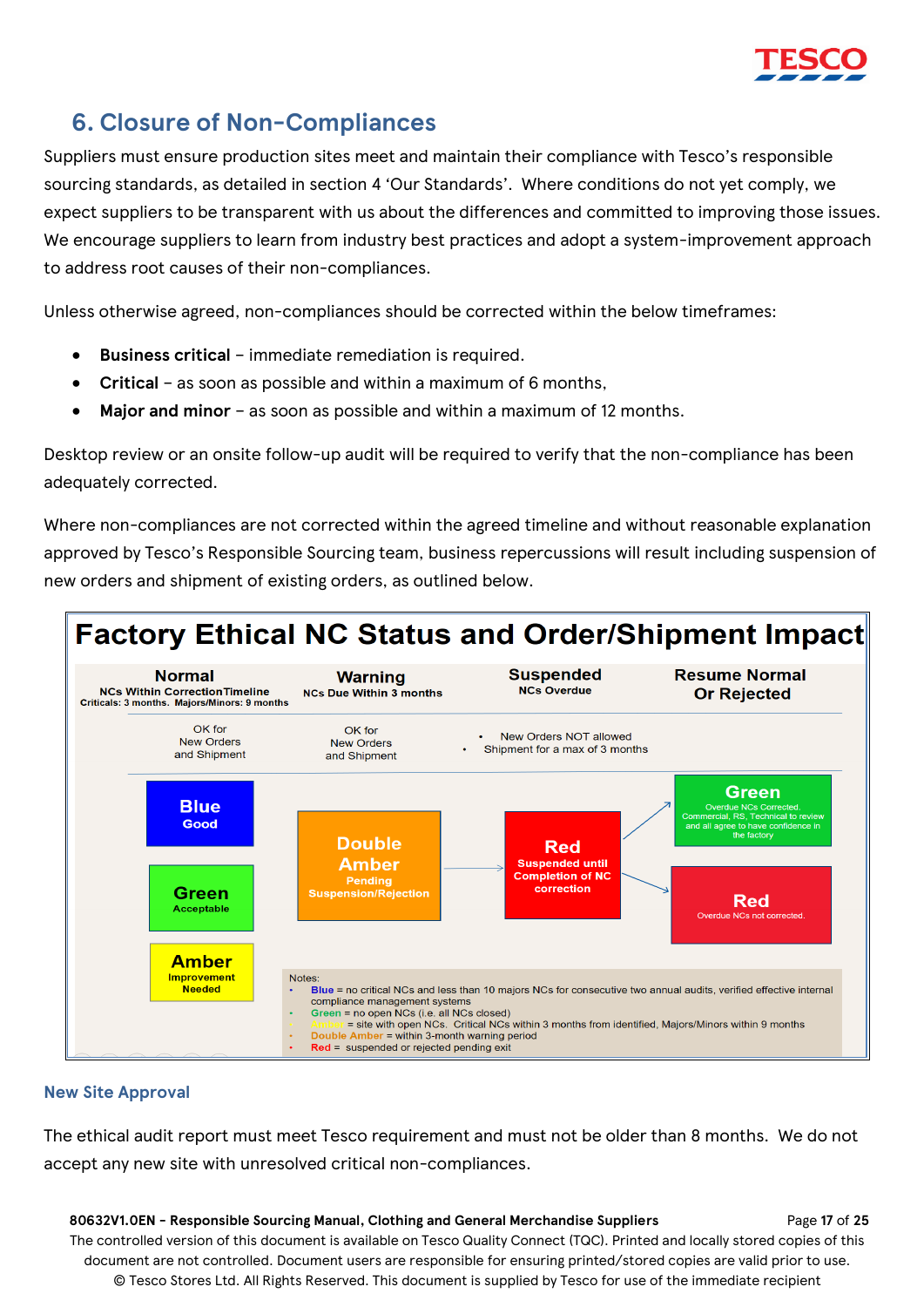## 6. Closure of Non-Compliances

Suppliers must ensure production sites meet and maintain their compliance with Tesco's responsible sourcing standards, as detailed in section 4 'Our Standards'. Where conditions do not yet comply, we expect suppliers to be transparent with us about the differences and committed to improving those issues. We encourage suppliers to learn from industry best practices and adopt a system-improvement approach to address root causes of their non-compliances.

Unless otherwise agreed, non-compliances should be corrected within the below timeframes:

- **Business critical** – immediate remediation is required.
- **Critical** – as soon as possible and within a maximum of 6 months,
- **Major and minor** – as soon as possible and within a maximum of 12 months.

Desktop review or an onsite follow-up audit will be required to verify that the non-compliance has been adequately corrected.

Where non-compliances are not corrected within the agreed timeline and without reasonable explanation approved by Tesco's Responsible Sourcing team, business repercussions will result including suspension of new orders and shipment of existing orders, as outlined below.

**Factory Ethical NC Status and Order/Shipment Impact**

| Normal | Warning | Suspended | Resume Normal Or Rejected |
|---|---|---|---|
| NCs Within Correction Timeline<br>Criticals: 3 months. Majors/Minors: 9 months | NCs Due Within 3 months | NCs Overdue | |
| OK for New Orders and Shipment | OK for New Orders and Shipment | • New Orders NOT allowed<br>• Shipment for a max of 3 months | |
| **Blue** Good<br>**Green** Acceptable<br>**Amber** Improvement Needed | **Double Amber** Pending Suspension/Rejection | **Red** Suspended until Completion of NC correction | **Green** Overdue NCs Corrected, Commercial, RS, Technical to review and all agree to have confidence in the factory<br>**Red** Overdue NCs not corrected. |

Notes:
- Blue = no critical NCs and less than 10 majors NCs for consecutive two annual audits, verified effective internal compliance management systems
- Green = no open NCs (i.e. all NCs closed)
- Amber = site with open NCs. Critical NCs within 3 months from identified, Majors/Minors within 9 months
- Double Amber = within 3-month warning period
- Red = suspended or rejected pending exit

### New Site Approval

The ethical audit report must meet Tesco requirement and must not be older than 8 months. We do not accept any new site with unresolved critical non-compliances.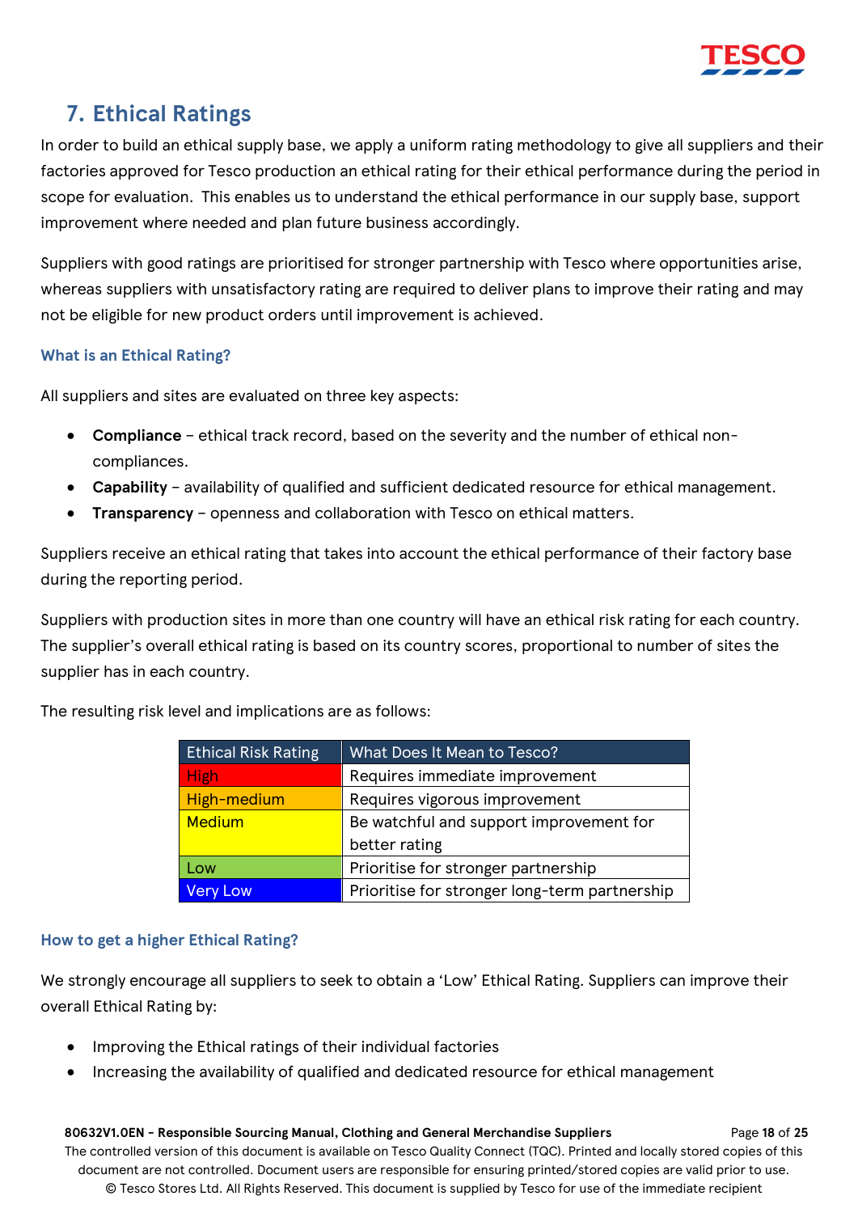## 7. Ethical Ratings

In order to build an ethical supply base, we apply a uniform rating methodology to give all suppliers and their factories approved for Tesco production an ethical rating for their ethical performance during the period in scope for evaluation. This enables us to understand the ethical performance in our supply base, support improvement where needed and plan future business accordingly.

Suppliers with good ratings are prioritised for stronger partnership with Tesco where opportunities arise, whereas suppliers with unsatisfactory rating are required to deliver plans to improve their rating and may not be eligible for new product orders until improvement is achieved.

### What is an Ethical Rating?

All suppliers and sites are evaluated on three key aspects:

- **Compliance** – ethical track record, based on the severity and the number of ethical non-compliances.
- **Capability** – availability of qualified and sufficient dedicated resource for ethical management.
- **Transparency** – openness and collaboration with Tesco on ethical matters.

Suppliers receive an ethical rating that takes into account the ethical performance of their factory base during the reporting period.

Suppliers with production sites in more than one country will have an ethical risk rating for each country. The supplier's overall ethical rating is based on its country scores, proportional to number of sites the supplier has in each country.

The resulting risk level and implications are as follows:

| Ethical Risk Rating | What Does It Mean to Tesco? |
|---|---|
| High | Requires immediate improvement |
| High-medium | Requires vigorous improvement |
| Medium | Be watchful and support improvement for better rating |
| Low | Prioritise for stronger partnership |
| Very Low | Prioritise for stronger long-term partnership |

### How to get a higher Ethical Rating?

We strongly encourage all suppliers to seek to obtain a 'Low' Ethical Rating. Suppliers can improve their overall Ethical Rating by:

- Improving the Ethical ratings of their individual factories
- Increasing the availability of qualified and dedicated resource for ethical management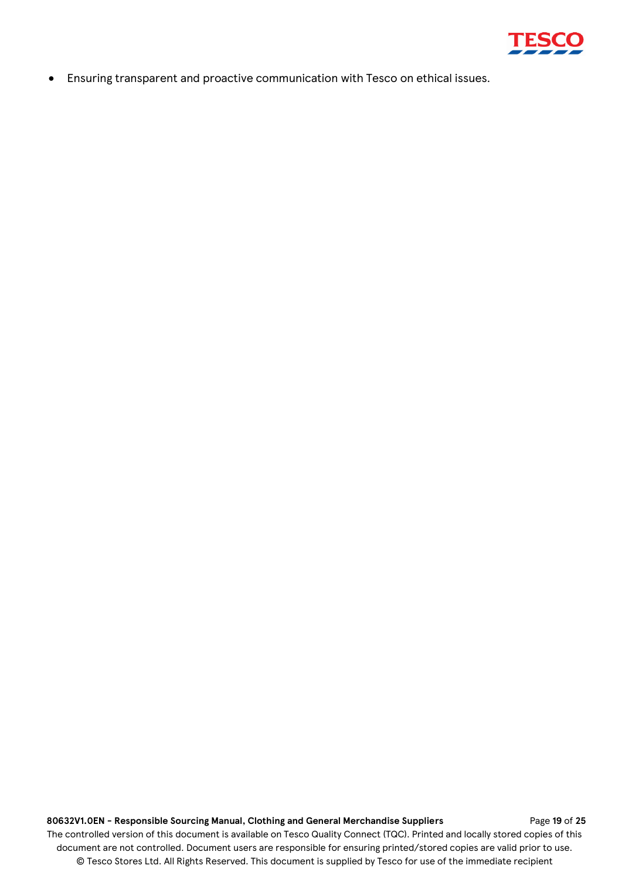- Ensuring transparent and proactive communication with Tesco on ethical issues.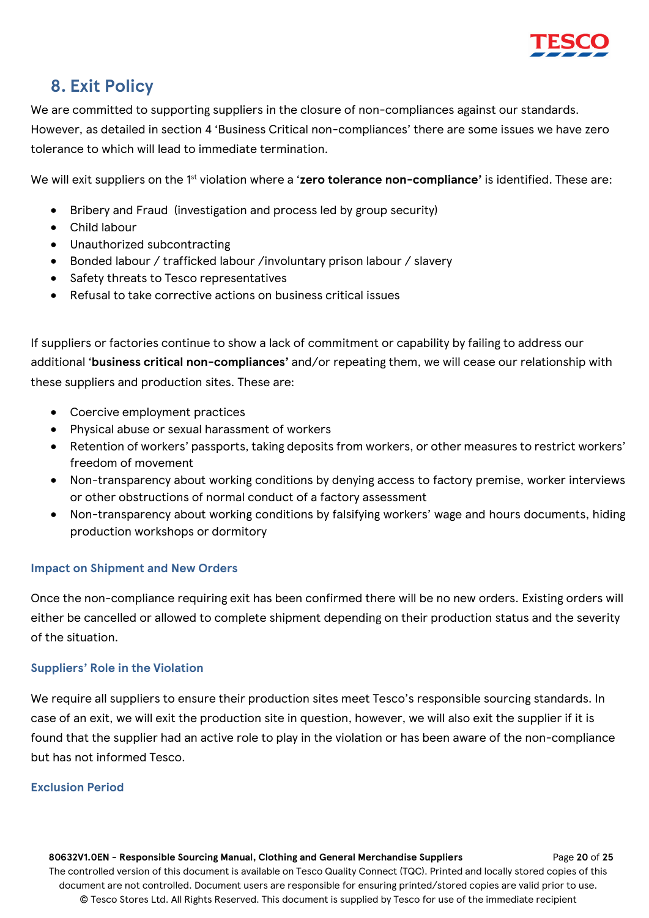## 8. Exit Policy

We are committed to supporting suppliers in the closure of non-compliances against our standards. However, as detailed in section 4 'Business Critical non-compliances' there are some issues we have zero tolerance to which will lead to immediate termination.

We will exit suppliers on the 1st violation where a '**zero tolerance non-compliance'** is identified. These are:

- Bribery and Fraud (investigation and process led by group security)
- Child labour
- Unauthorized subcontracting
- Bonded labour / trafficked labour /involuntary prison labour / slavery
- Safety threats to Tesco representatives
- Refusal to take corrective actions on business critical issues

If suppliers or factories continue to show a lack of commitment or capability by failing to address our additional '**business critical non-compliances'** and/or repeating them, we will cease our relationship with these suppliers and production sites. These are:

- Coercive employment practices
- Physical abuse or sexual harassment of workers
- Retention of workers' passports, taking deposits from workers, or other measures to restrict workers' freedom of movement
- Non-transparency about working conditions by denying access to factory premise, worker interviews or other obstructions of normal conduct of a factory assessment
- Non-transparency about working conditions by falsifying workers' wage and hours documents, hiding production workshops or dormitory

### Impact on Shipment and New Orders

Once the non-compliance requiring exit has been confirmed there will be no new orders. Existing orders will either be cancelled or allowed to complete shipment depending on their production status and the severity of the situation.

### Suppliers' Role in the Violation

We require all suppliers to ensure their production sites meet Tesco's responsible sourcing standards. In case of an exit, we will exit the production site in question, however, we will also exit the supplier if it is found that the supplier had an active role to play in the violation or has been aware of the non-compliance but has not informed Tesco.

### Exclusion Period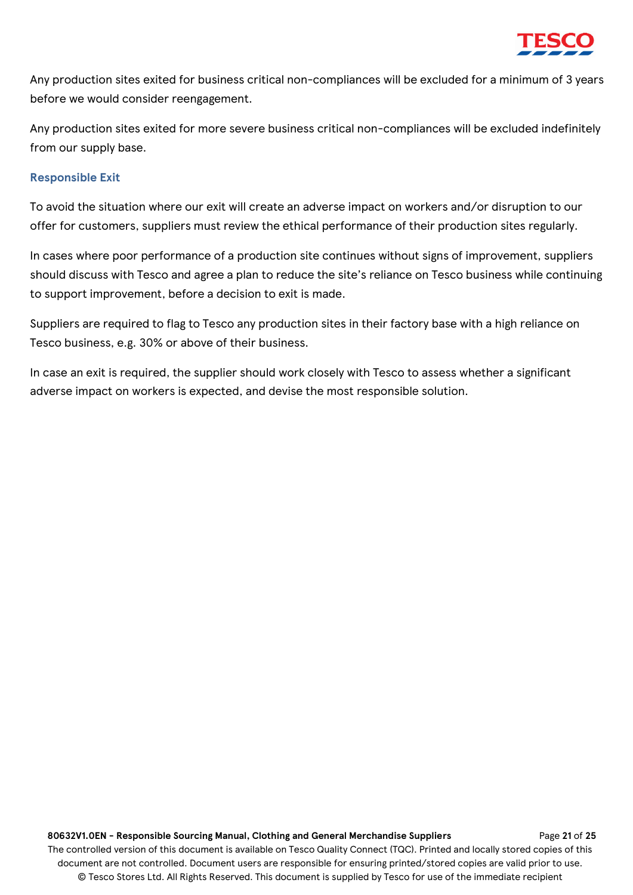Any production sites exited for business critical non-compliances will be excluded for a minimum of 3 years before we would consider reengagement.

Any production sites exited for more severe business critical non-compliances will be excluded indefinitely from our supply base.

### Responsible Exit

To avoid the situation where our exit will create an adverse impact on workers and/or disruption to our offer for customers, suppliers must review the ethical performance of their production sites regularly.

In cases where poor performance of a production site continues without signs of improvement, suppliers should discuss with Tesco and agree a plan to reduce the site's reliance on Tesco business while continuing to support improvement, before a decision to exit is made.

Suppliers are required to flag to Tesco any production sites in their factory base with a high reliance on Tesco business, e.g. 30% or above of their business.

In case an exit is required, the supplier should work closely with Tesco to assess whether a significant adverse impact on workers is expected, and devise the most responsible solution.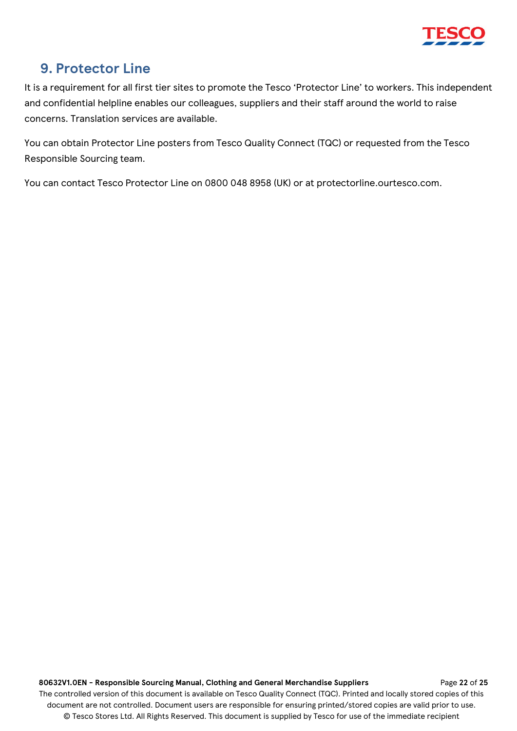## 9. Protector Line

It is a requirement for all first tier sites to promote the Tesco 'Protector Line' to workers. This independent and confidential helpline enables our colleagues, suppliers and their staff around the world to raise concerns. Translation services are available.

You can obtain Protector Line posters from Tesco Quality Connect (TQC) or requested from the Tesco Responsible Sourcing team.

You can contact Tesco Protector Line on 0800 048 8958 (UK) or at protectorline.ourtesco.com.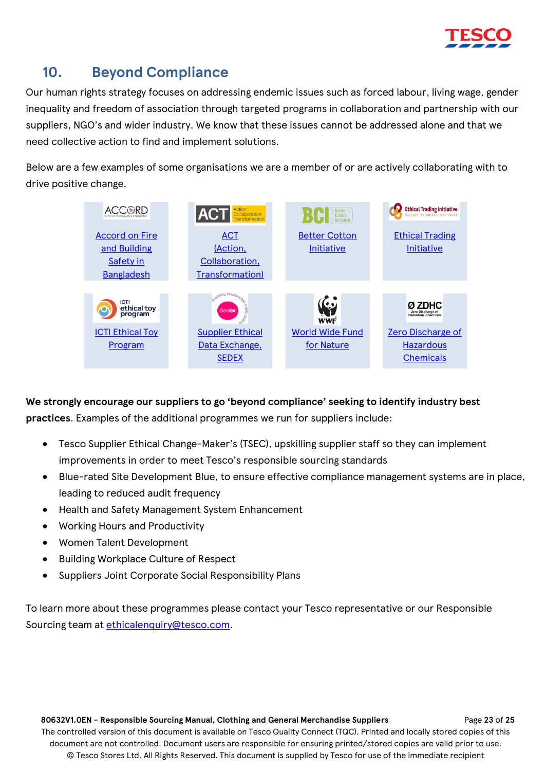## 10. Beyond Compliance

Our human rights strategy focuses on addressing endemic issues such as forced labour, living wage, gender inequality and freedom of association through targeted programs in collaboration and partnership with our suppliers, NGO's and wider industry. We know that these issues cannot be addressed alone and that we need collective action to find and implement solutions.

Below are a few examples of some organisations we are a member of or are actively collaborating with to drive positive change.

| | | | |
|---|---|---|---|
| Accord on Fire and Building Safety in Bangladesh | ACT (Action, Collaboration, Transformation) | Better Cotton Initiative | Ethical Trading Initiative |
| ICTI Ethical Toy Program | Supplier Ethical Data Exchange, SEDEX | World Wide Fund for Nature | Zero Discharge of Hazardous Chemicals |

**We strongly encourage our suppliers to go 'beyond compliance' seeking to identify industry best practices**. Examples of the additional programmes we run for suppliers include:

- Tesco Supplier Ethical Change-Maker's (TSEC), upskilling supplier staff so they can implement improvements in order to meet Tesco's responsible sourcing standards
- Blue-rated Site Development Blue, to ensure effective compliance management systems are in place, leading to reduced audit frequency
- Health and Safety Management System Enhancement
- Working Hours and Productivity
- Women Talent Development
- Building Workplace Culture of Respect
- Suppliers Joint Corporate Social Responsibility Plans

To learn more about these programmes please contact your Tesco representative or our Responsible Sourcing team at ethicalenquiry@tesco.com.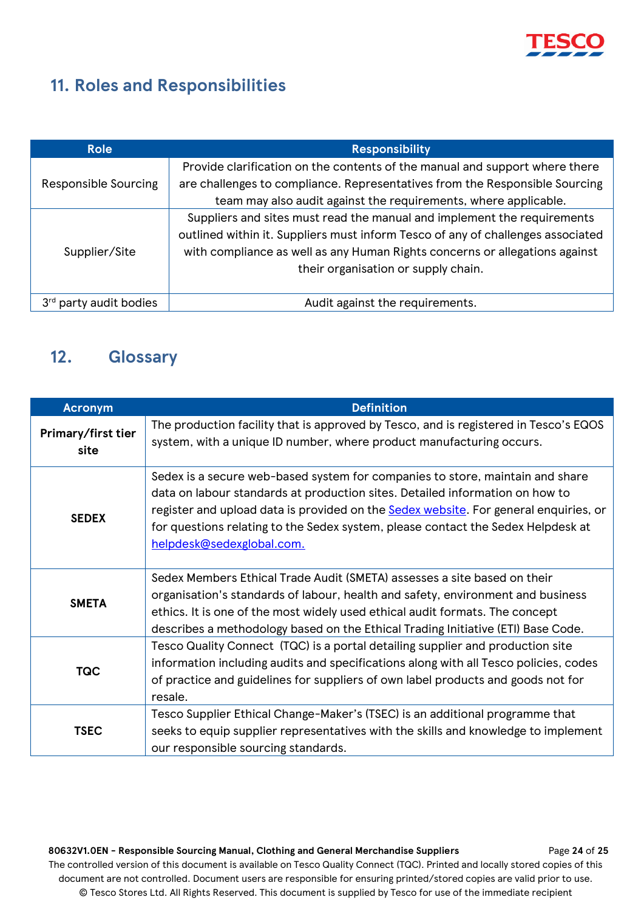## 11. Roles and Responsibilities

| Role | Responsibility |
| --- | --- |
| Responsible Sourcing | Provide clarification on the contents of the manual and support where there are challenges to compliance. Representatives from the Responsible Sourcing team may also audit against the requirements, where applicable. |
| Supplier/Site | Suppliers and sites must read the manual and implement the requirements outlined within it. Suppliers must inform Tesco of any of challenges associated with compliance as well as any Human Rights concerns or allegations against their organisation or supply chain. |
| 3rd party audit bodies | Audit against the requirements. |

## 12. Glossary

| Acronym | Definition |
| --- | --- |
| **Primary/first tier site** | The production facility that is approved by Tesco, and is registered in Tesco's EQOS system, with a unique ID number, where product manufacturing occurs. |
| **SEDEX** | Sedex is a secure web-based system for companies to store, maintain and share data on labour standards at production sites. Detailed information on how to register and upload data is provided on the Sedex website. For general enquiries, or for questions relating to the Sedex system, please contact the Sedex Helpdesk at helpdesk@sedexglobal.com. |
| **SMETA** | Sedex Members Ethical Trade Audit (SMETA) assesses a site based on their organisation's standards of labour, health and safety, environment and business ethics. It is one of the most widely used ethical audit formats. The concept describes a methodology based on the Ethical Trading Initiative (ETI) Base Code. |
| **TQC** | Tesco Quality Connect (TQC) is a portal detailing supplier and production site information including audits and specifications along with all Tesco policies, codes of practice and guidelines for suppliers of own label products and goods not for resale. |
| **TSEC** | Tesco Supplier Ethical Change-Maker's (TSEC) is an additional programme that seeks to equip supplier representatives with the skills and knowledge to implement our responsible sourcing standards. |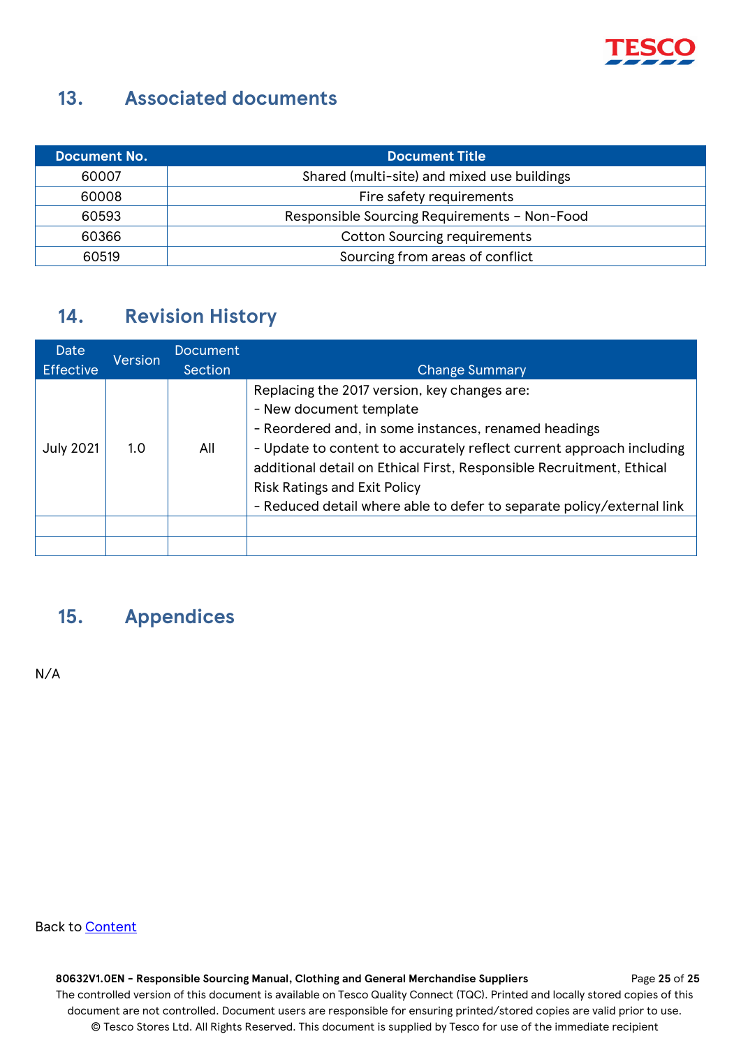## 13. Associated documents

| Document No. | Document Title |
| --- | --- |
| 60007 | Shared (multi-site) and mixed use buildings |
| 60008 | Fire safety requirements |
| 60593 | Responsible Sourcing Requirements – Non-Food |
| 60366 | Cotton Sourcing requirements |
| 60519 | Sourcing from areas of conflict |

## 14. Revision History

| Date Effective | Version | Document Section | Change Summary |
| --- | --- | --- | --- |
| July 2021 | 1.0 | All | Replacing the 2017 version, key changes are:<br>- New document template<br>- Reordered and, in some instances, renamed headings<br>- Update to content to accurately reflect current approach including additional detail on Ethical First, Responsible Recruitment, Ethical Risk Ratings and Exit Policy<br>- Reduced detail where able to defer to separate policy/external link |
| | | | |
| | | | |

## 15. Appendices

N/A

Back to Content